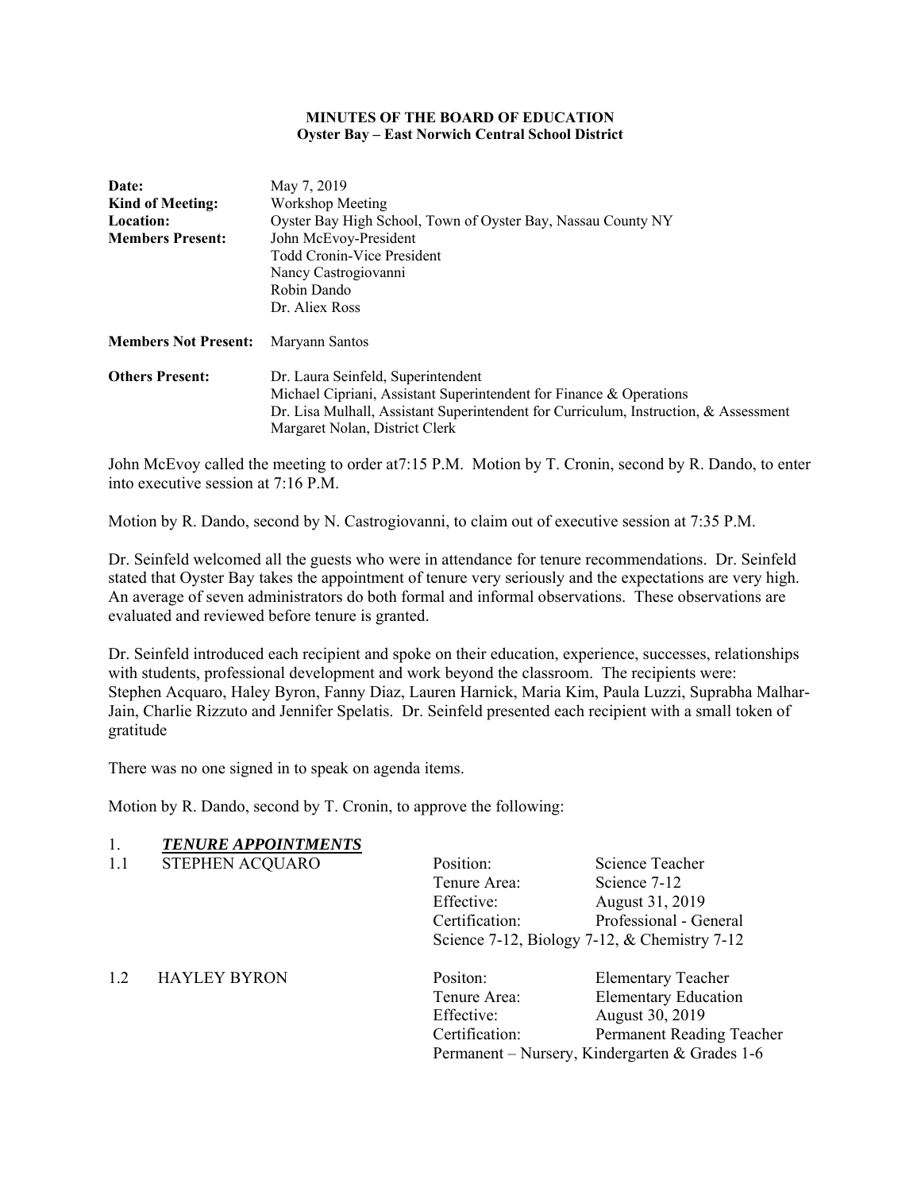**MINUTES OF THE BOARD OF EDUCATION**
**Oyster Bay – East Norwich Central School District**

| | |
|---|---|
| **Date:** | May 7, 2019 |
| **Kind of Meeting:** | Workshop Meeting |
| **Location:** | Oyster Bay High School, Town of Oyster Bay, Nassau County NY |
| **Members Present:** | John McEvoy-President<br>Todd Cronin-Vice President<br>Nancy Castrogiovanni<br>Robin Dando<br>Dr. Aliex Ross |
| **Members Not Present:** | Maryann Santos |
| **Others Present:** | Dr. Laura Seinfeld, Superintendent<br>Michael Cipriani, Assistant Superintendent for Finance & Operations<br>Dr. Lisa Mulhall, Assistant Superintendent for Curriculum, Instruction, & Assessment<br>Margaret Nolan, District Clerk |

John McEvoy called the meeting to order at7:15 P.M. Motion by T. Cronin, second by R. Dando, to enter into executive session at 7:16 P.M.

Motion by R. Dando, second by N. Castrogiovanni, to claim out of executive session at 7:35 P.M.

Dr. Seinfeld welcomed all the guests who were in attendance for tenure recommendations. Dr. Seinfeld stated that Oyster Bay takes the appointment of tenure very seriously and the expectations are very high. An average of seven administrators do both formal and informal observations. These observations are evaluated and reviewed before tenure is granted.

Dr. Seinfeld introduced each recipient and spoke on their education, experience, successes, relationships with students, professional development and work beyond the classroom. The recipients were: Stephen Acquaro, Haley Byron, Fanny Diaz, Lauren Harnick, Maria Kim, Paula Luzzi, Suprabha Malhar-Jain, Charlie Rizzuto and Jennifer Spelatis. Dr. Seinfeld presented each recipient with a small token of gratitude

There was no one signed in to speak on agenda items.

Motion by R. Dando, second by T. Cronin, to approve the following:

1. ***TENURE APPOINTMENTS***

1.1 STEPHEN ACQUARO

| | |
|---|---|
| Position: | Science Teacher |
| Tenure Area: | Science 7-12 |
| Effective: | August 31, 2019 |
| Certification: | Professional - General |

Science 7-12, Biology 7-12, & Chemistry 7-12

1.2 HAYLEY BYRON

| | |
|---|---|
| Positon: | Elementary Teacher |
| Tenure Area: | Elementary Education |
| Effective: | August 30, 2019 |
| Certification: | Permanent Reading Teacher |

Permanent – Nursery, Kindergarten & Grades 1-6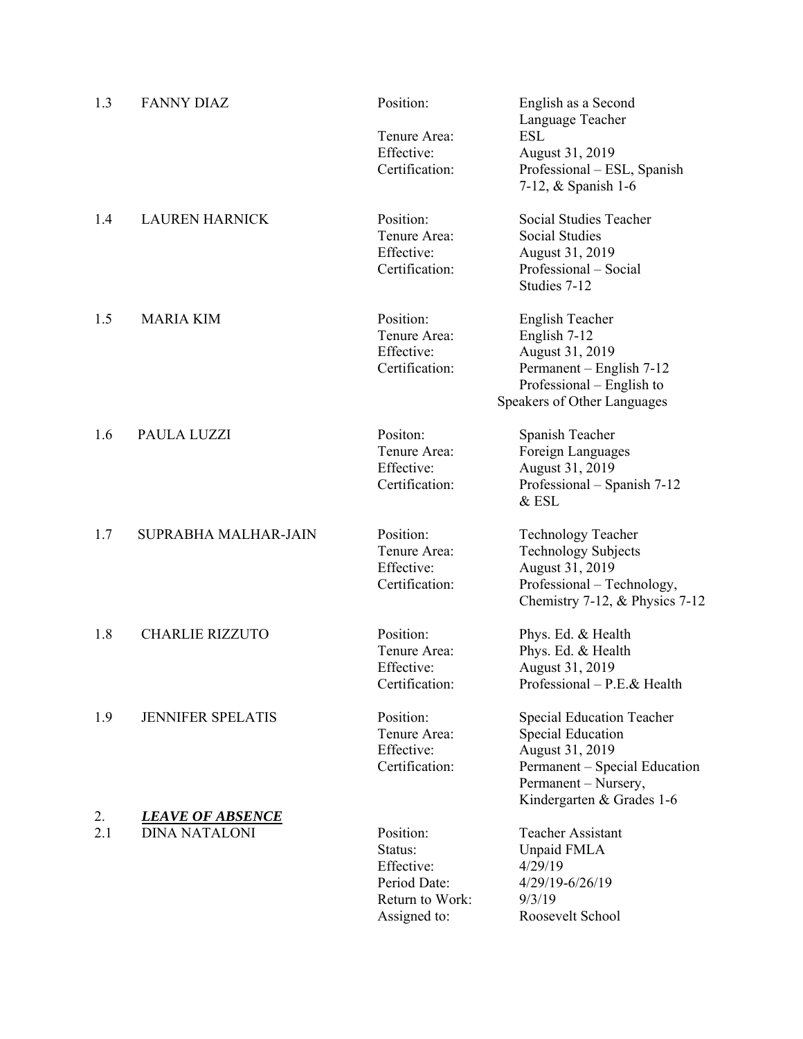| | | | |
|---|---|---|---|
| 1.3 | FANNY DIAZ | Position: | English as a Second Language Teacher |
| | | Tenure Area: | ESL |
| | | Effective: | August 31, 2019 |
| | | Certification: | Professional – ESL, Spanish 7-12, & Spanish 1-6 |
| 1.4 | LAUREN HARNICK | Position: | Social Studies Teacher |
| | | Tenure Area: | Social Studies |
| | | Effective: | August 31, 2019 |
| | | Certification: | Professional – Social Studies 7-12 |
| 1.5 | MARIA KIM | Position: | English Teacher |
| | | Tenure Area: | English 7-12 |
| | | Effective: | August 31, 2019 |
| | | Certification: | Permanent – English 7-12<br>Professional – English to Speakers of Other Languages |
| 1.6 | PAULA LUZZI | Positon: | Spanish Teacher |
| | | Tenure Area: | Foreign Languages |
| | | Effective: | August 31, 2019 |
| | | Certification: | Professional – Spanish 7-12 & ESL |
| 1.7 | SUPRABHA MALHAR-JAIN | Position: | Technology Teacher |
| | | Tenure Area: | Technology Subjects |
| | | Effective: | August 31, 2019 |
| | | Certification: | Professional – Technology, Chemistry 7-12, & Physics 7-12 |
| 1.8 | CHARLIE RIZZUTO | Position: | Phys. Ed. & Health |
| | | Tenure Area: | Phys. Ed. & Health |
| | | Effective: | August 31, 2019 |
| | | Certification: | Professional – P.E.& Health |
| 1.9 | JENNIFER SPELATIS | Position: | Special Education Teacher |
| | | Tenure Area: | Special Education |
| | | Effective: | August 31, 2019 |
| | | Certification: | Permanent – Special Education<br>Permanent – Nursery, Kindergarten & Grades 1-6 |

2. ***LEAVE OF ABSENCE***

| | | | |
|---|---|---|---|
| 2.1 | DINA NATALONI | Position: | Teacher Assistant |
| | | Status: | Unpaid FMLA |
| | | Effective: | 4/29/19 |
| | | Period Date: | 4/29/19-6/26/19 |
| | | Return to Work: | 9/3/19 |
| | | Assigned to: | Roosevelt School |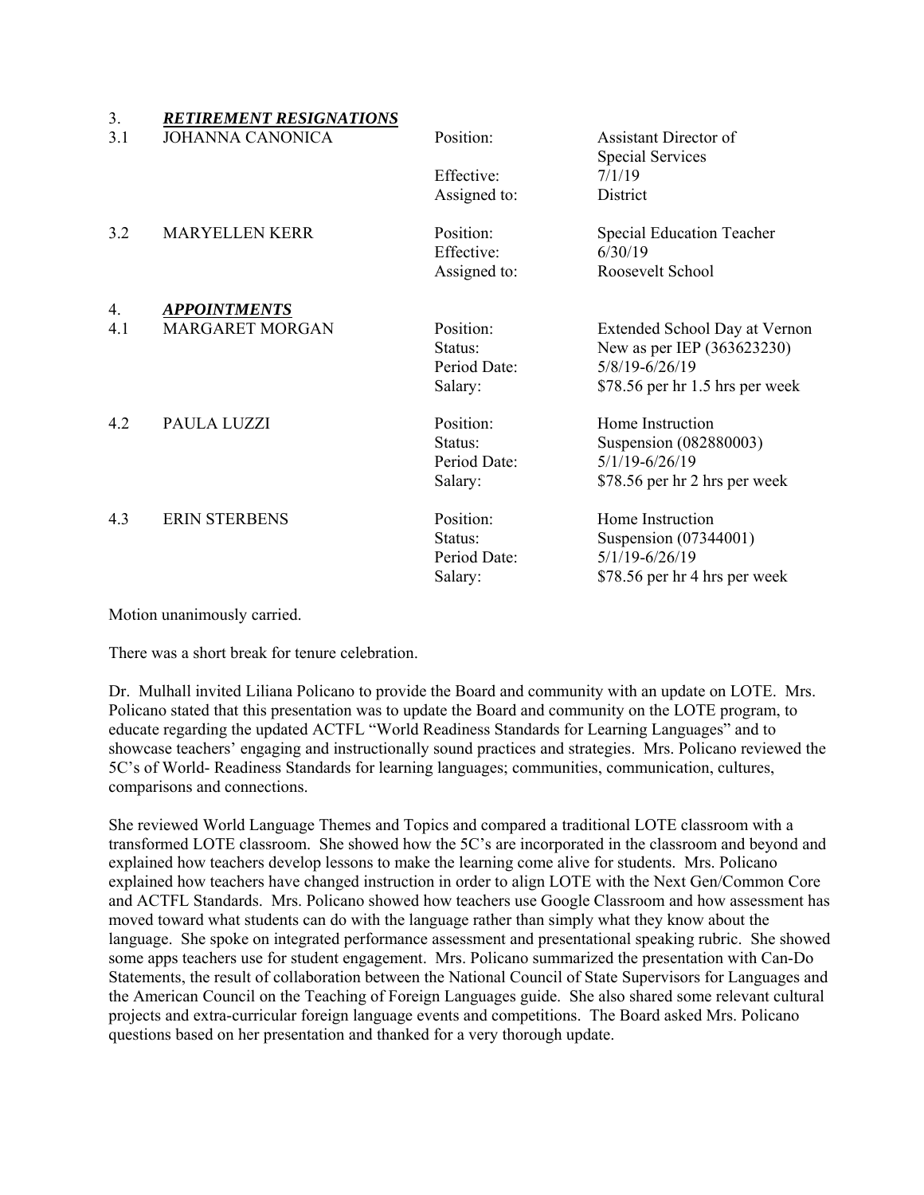3. ***RETIREMENT RESIGNATIONS***

| | | | |
|---|---|---|---|
| 3.1 | JOHANNA CANONICA | Position: | Assistant Director of Special Services |
| | | Effective: | 7/1/19 |
| | | Assigned to: | District |
| 3.2 | MARYELLEN KERR | Position: | Special Education Teacher |
| | | Effective: | 6/30/19 |
| | | Assigned to: | Roosevelt School |

4. ***APPOINTMENTS***

| | | | |
|---|---|---|---|
| 4.1 | MARGARET MORGAN | Position: | Extended School Day at Vernon |
| | | Status: | New as per IEP (363623230) |
| | | Period Date: | 5/8/19-6/26/19 |
| | | Salary: | $78.56 per hr 1.5 hrs per week |
| 4.2 | PAULA LUZZI | Position: | Home Instruction |
| | | Status: | Suspension (082880003) |
| | | Period Date: | 5/1/19-6/26/19 |
| | | Salary: | $78.56 per hr 2 hrs per week |
| 4.3 | ERIN STERBENS | Position: | Home Instruction |
| | | Status: | Suspension (07344001) |
| | | Period Date: | 5/1/19-6/26/19 |
| | | Salary: | $78.56 per hr 4 hrs per week |

Motion unanimously carried.

There was a short break for tenure celebration.

Dr. Mulhall invited Liliana Policano to provide the Board and community with an update on LOTE. Mrs. Policano stated that this presentation was to update the Board and community on the LOTE program, to educate regarding the updated ACTFL "World Readiness Standards for Learning Languages" and to showcase teachers' engaging and instructionally sound practices and strategies. Mrs. Policano reviewed the 5C's of World- Readiness Standards for learning languages; communities, communication, cultures, comparisons and connections.

She reviewed World Language Themes and Topics and compared a traditional LOTE classroom with a transformed LOTE classroom. She showed how the 5C's are incorporated in the classroom and beyond and explained how teachers develop lessons to make the learning come alive for students. Mrs. Policano explained how teachers have changed instruction in order to align LOTE with the Next Gen/Common Core and ACTFL Standards. Mrs. Policano showed how teachers use Google Classroom and how assessment has moved toward what students can do with the language rather than simply what they know about the language. She spoke on integrated performance assessment and presentational speaking rubric. She showed some apps teachers use for student engagement. Mrs. Policano summarized the presentation with Can-Do Statements, the result of collaboration between the National Council of State Supervisors for Languages and the American Council on the Teaching of Foreign Languages guide. She also shared some relevant cultural projects and extra-curricular foreign language events and competitions. The Board asked Mrs. Policano questions based on her presentation and thanked for a very thorough update.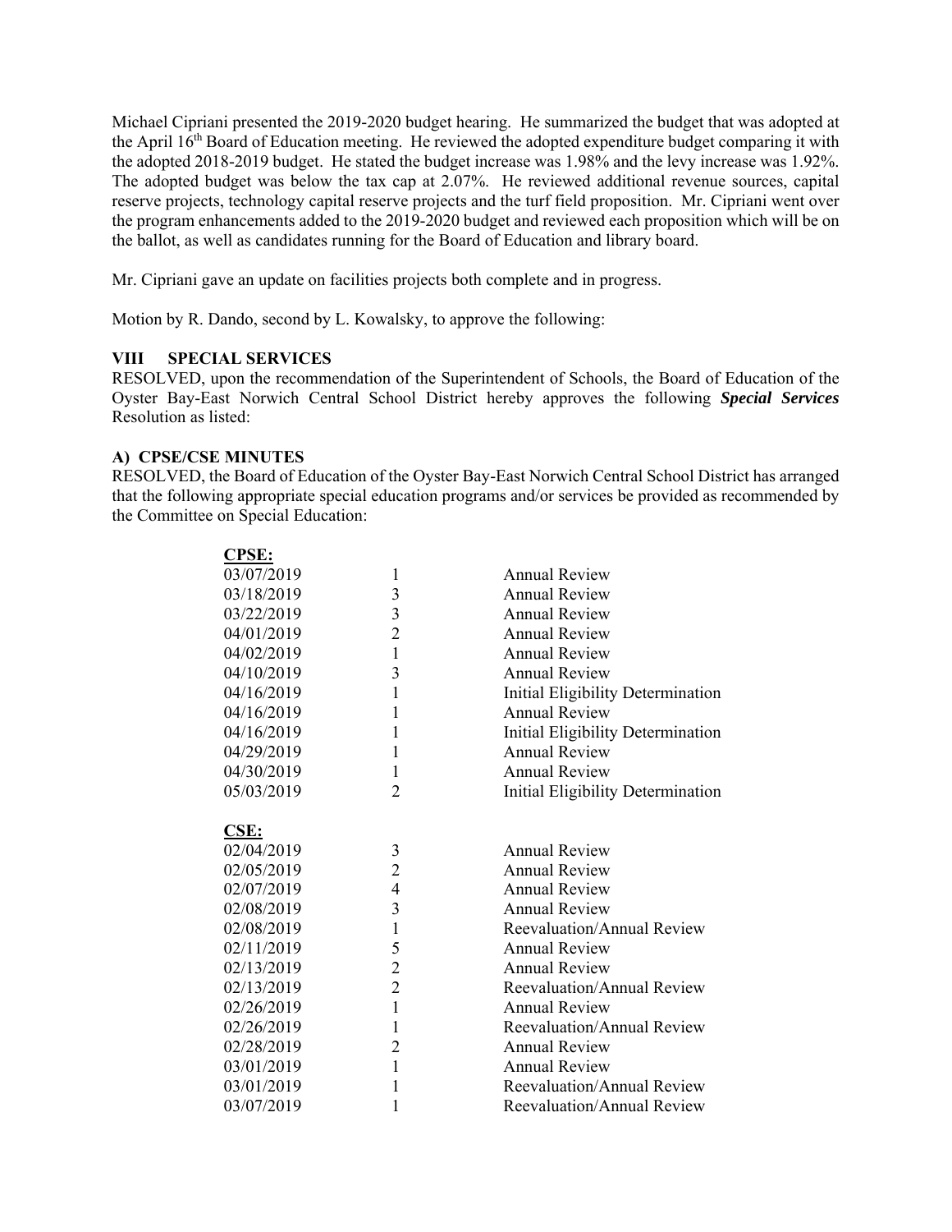Michael Cipriani presented the 2019-2020 budget hearing. He summarized the budget that was adopted at the April 16th Board of Education meeting. He reviewed the adopted expenditure budget comparing it with the adopted 2018-2019 budget. He stated the budget increase was 1.98% and the levy increase was 1.92%. The adopted budget was below the tax cap at 2.07%. He reviewed additional revenue sources, capital reserve projects, technology capital reserve projects and the turf field proposition. Mr. Cipriani went over the program enhancements added to the 2019-2020 budget and reviewed each proposition which will be on the ballot, as well as candidates running for the Board of Education and library board.

Mr. Cipriani gave an update on facilities projects both complete and in progress.

Motion by R. Dando, second by L. Kowalsky, to approve the following:

## VIII SPECIAL SERVICES

RESOLVED, upon the recommendation of the Superintendent of Schools, the Board of Education of the Oyster Bay-East Norwich Central School District hereby approves the following ***Special Services*** Resolution as listed:

### A) CPSE/CSE MINUTES

RESOLVED, the Board of Education of the Oyster Bay-East Norwich Central School District has arranged that the following appropriate special education programs and/or services be provided as recommended by the Committee on Special Education:

**CPSE:**

| | | |
|---|---|---|
| 03/07/2019 | 1 | Annual Review |
| 03/18/2019 | 3 | Annual Review |
| 03/22/2019 | 3 | Annual Review |
| 04/01/2019 | 2 | Annual Review |
| 04/02/2019 | 1 | Annual Review |
| 04/10/2019 | 3 | Annual Review |
| 04/16/2019 | 1 | Initial Eligibility Determination |
| 04/16/2019 | 1 | Annual Review |
| 04/16/2019 | 1 | Initial Eligibility Determination |
| 04/29/2019 | 1 | Annual Review |
| 04/30/2019 | 1 | Annual Review |
| 05/03/2019 | 2 | Initial Eligibility Determination |

**CSE:**

| | | |
|---|---|---|
| 02/04/2019 | 3 | Annual Review |
| 02/05/2019 | 2 | Annual Review |
| 02/07/2019 | 4 | Annual Review |
| 02/08/2019 | 3 | Annual Review |
| 02/08/2019 | 1 | Reevaluation/Annual Review |
| 02/11/2019 | 5 | Annual Review |
| 02/13/2019 | 2 | Annual Review |
| 02/13/2019 | 2 | Reevaluation/Annual Review |
| 02/26/2019 | 1 | Annual Review |
| 02/26/2019 | 1 | Reevaluation/Annual Review |
| 02/28/2019 | 2 | Annual Review |
| 03/01/2019 | 1 | Annual Review |
| 03/01/2019 | 1 | Reevaluation/Annual Review |
| 03/07/2019 | 1 | Reevaluation/Annual Review |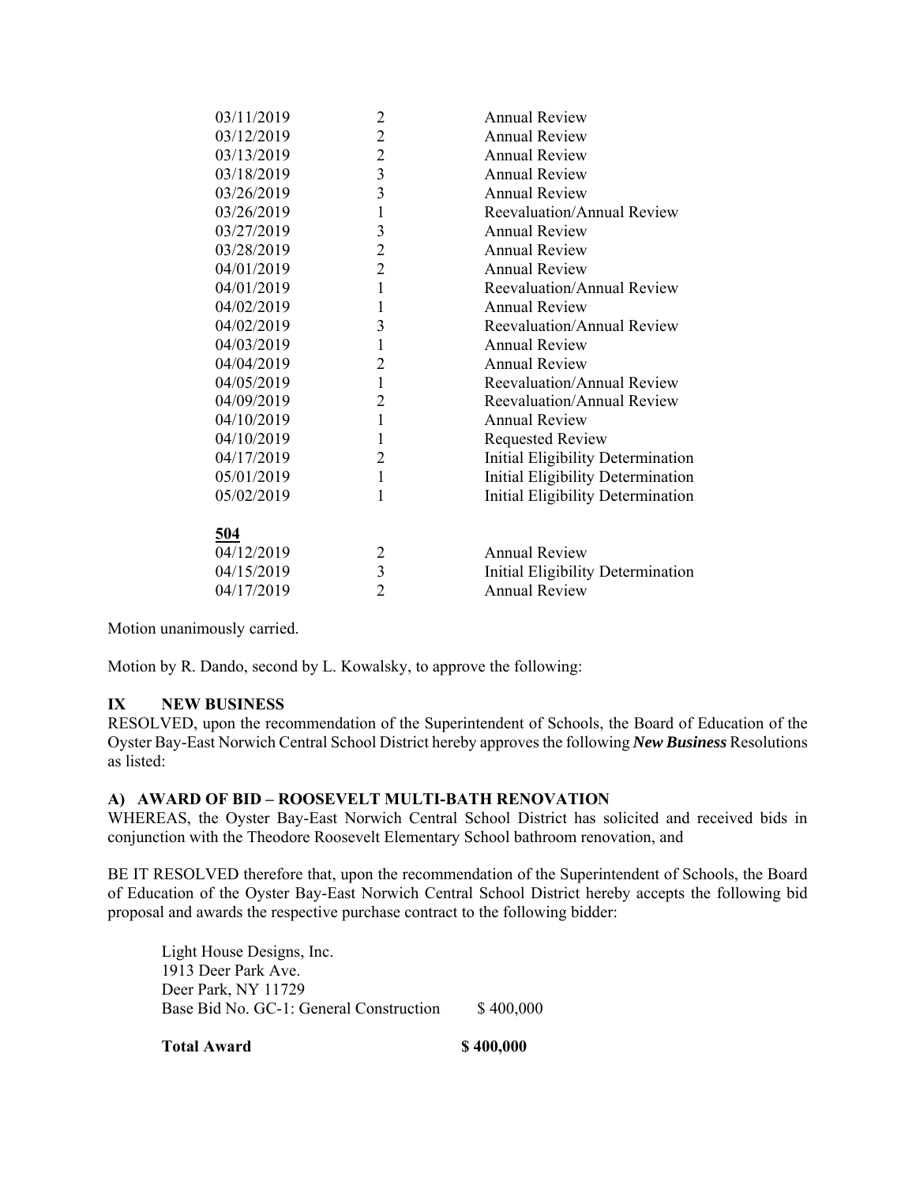| | | |
|---|---|---|
| 03/11/2019 | 2 | Annual Review |
| 03/12/2019 | 2 | Annual Review |
| 03/13/2019 | 2 | Annual Review |
| 03/18/2019 | 3 | Annual Review |
| 03/26/2019 | 3 | Annual Review |
| 03/26/2019 | 1 | Reevaluation/Annual Review |
| 03/27/2019 | 3 | Annual Review |
| 03/28/2019 | 2 | Annual Review |
| 04/01/2019 | 2 | Annual Review |
| 04/01/2019 | 1 | Reevaluation/Annual Review |
| 04/02/2019 | 1 | Annual Review |
| 04/02/2019 | 3 | Reevaluation/Annual Review |
| 04/03/2019 | 1 | Annual Review |
| 04/04/2019 | 2 | Annual Review |
| 04/05/2019 | 1 | Reevaluation/Annual Review |
| 04/09/2019 | 2 | Reevaluation/Annual Review |
| 04/10/2019 | 1 | Annual Review |
| 04/10/2019 | 1 | Requested Review |
| 04/17/2019 | 2 | Initial Eligibility Determination |
| 05/01/2019 | 1 | Initial Eligibility Determination |
| 05/02/2019 | 1 | Initial Eligibility Determination |

**504**

| | | |
|---|---|---|
| 04/12/2019 | 2 | Annual Review |
| 04/15/2019 | 3 | Initial Eligibility Determination |
| 04/17/2019 | 2 | Annual Review |

Motion unanimously carried.

Motion by R. Dando, second by L. Kowalsky, to approve the following:

## IX NEW BUSINESS

RESOLVED, upon the recommendation of the Superintendent of Schools, the Board of Education of the Oyster Bay-East Norwich Central School District hereby approves the following ***New Business*** Resolutions as listed:

### A) AWARD OF BID – ROOSEVELT MULTI-BATH RENOVATION

WHEREAS, the Oyster Bay-East Norwich Central School District has solicited and received bids in conjunction with the Theodore Roosevelt Elementary School bathroom renovation, and

BE IT RESOLVED therefore that, upon the recommendation of the Superintendent of Schools, the Board of Education of the Oyster Bay-East Norwich Central School District hereby accepts the following bid proposal and awards the respective purchase contract to the following bidder:

Light House Designs, Inc.
1913 Deer Park Ave.
Deer Park, NY 11729
Base Bid No. GC-1: General Construction $ 400,000

**Total Award** **$ 400,000**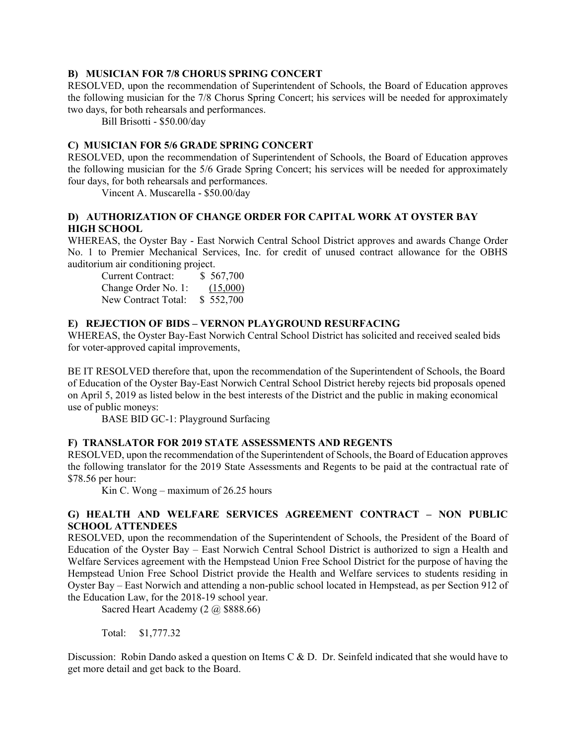**B) MUSICIAN FOR 7/8 CHORUS SPRING CONCERT**

RESOLVED, upon the recommendation of Superintendent of Schools, the Board of Education approves the following musician for the 7/8 Chorus Spring Concert; his services will be needed for approximately two days, for both rehearsals and performances.

Bill Brisotti - $50.00/day

**C) MUSICIAN FOR 5/6 GRADE SPRING CONCERT**

RESOLVED, upon the recommendation of Superintendent of Schools, the Board of Education approves the following musician for the 5/6 Grade Spring Concert; his services will be needed for approximately four days, for both rehearsals and performances.

Vincent A. Muscarella - $50.00/day

**D) AUTHORIZATION OF CHANGE ORDER FOR CAPITAL WORK AT OYSTER BAY HIGH SCHOOL**

WHEREAS, the Oyster Bay - East Norwich Central School District approves and awards Change Order No. 1 to Premier Mechanical Services, Inc. for credit of unused contract allowance for the OBHS auditorium air conditioning project.

| | |
|---|---|
| Current Contract: | $ 567,700 |
| Change Order No. 1: | (15,000) |
| New Contract Total: | $ 552,700 |

**E) REJECTION OF BIDS – VERNON PLAYGROUND RESURFACING**

WHEREAS, the Oyster Bay-East Norwich Central School District has solicited and received sealed bids for voter-approved capital improvements,

BE IT RESOLVED therefore that, upon the recommendation of the Superintendent of Schools, the Board of Education of the Oyster Bay-East Norwich Central School District hereby rejects bid proposals opened on April 5, 2019 as listed below in the best interests of the District and the public in making economical use of public moneys:

BASE BID GC-1: Playground Surfacing

**F) TRANSLATOR FOR 2019 STATE ASSESSMENTS AND REGENTS**

RESOLVED, upon the recommendation of the Superintendent of Schools, the Board of Education approves the following translator for the 2019 State Assessments and Regents to be paid at the contractual rate of $78.56 per hour:

Kin C. Wong – maximum of 26.25 hours

**G) HEALTH AND WELFARE SERVICES AGREEMENT CONTRACT – NON PUBLIC SCHOOL ATTENDEES**

RESOLVED, upon the recommendation of the Superintendent of Schools, the President of the Board of Education of the Oyster Bay – East Norwich Central School District is authorized to sign a Health and Welfare Services agreement with the Hempstead Union Free School District for the purpose of having the Hempstead Union Free School District provide the Health and Welfare services to students residing in Oyster Bay – East Norwich and attending a non-public school located in Hempstead, as per Section 912 of the Education Law, for the 2018-19 school year.

Sacred Heart Academy (2 @ $888.66)

Total: $1,777.32

Discussion: Robin Dando asked a question on Items C & D. Dr. Seinfeld indicated that she would have to get more detail and get back to the Board.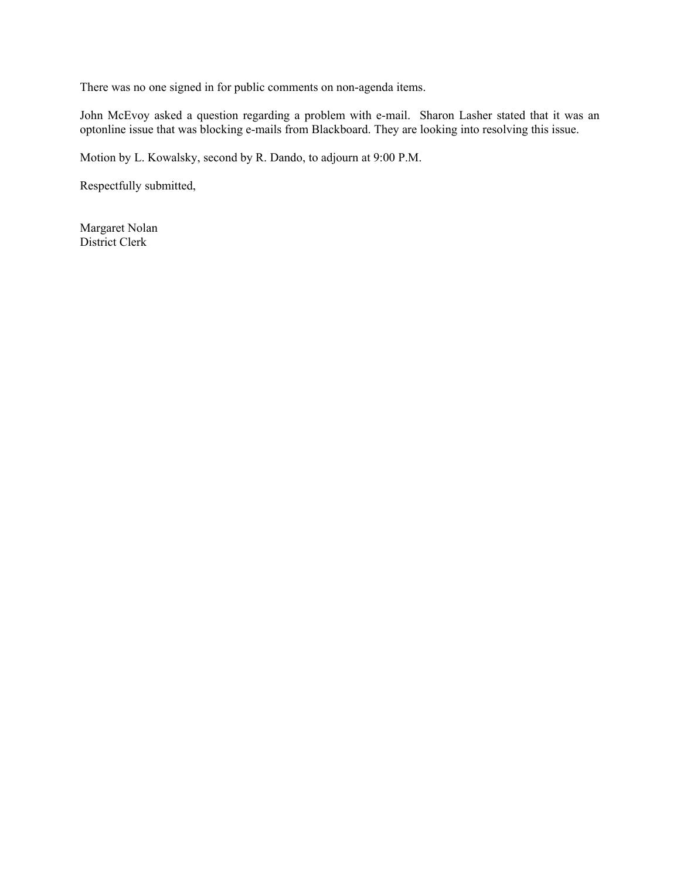There was no one signed in for public comments on non-agenda items.

John McEvoy asked a question regarding a problem with e-mail. Sharon Lasher stated that it was an optonline issue that was blocking e-mails from Blackboard. They are looking into resolving this issue.

Motion by L. Kowalsky, second by R. Dando, to adjourn at 9:00 P.M.

Respectfully submitted,

Margaret Nolan
District Clerk